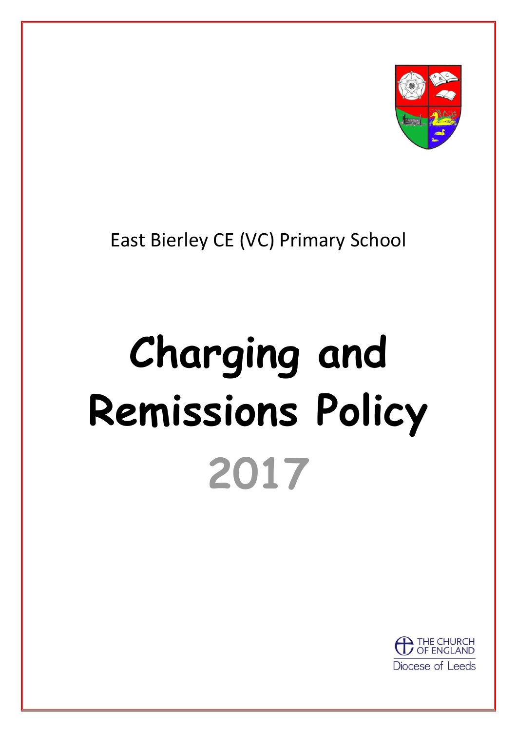East Bierley CE (VC) Primary School

# Charging and Remissions Policy

## 2017

THE CHURCH OF ENGLAND
Diocese of Leeds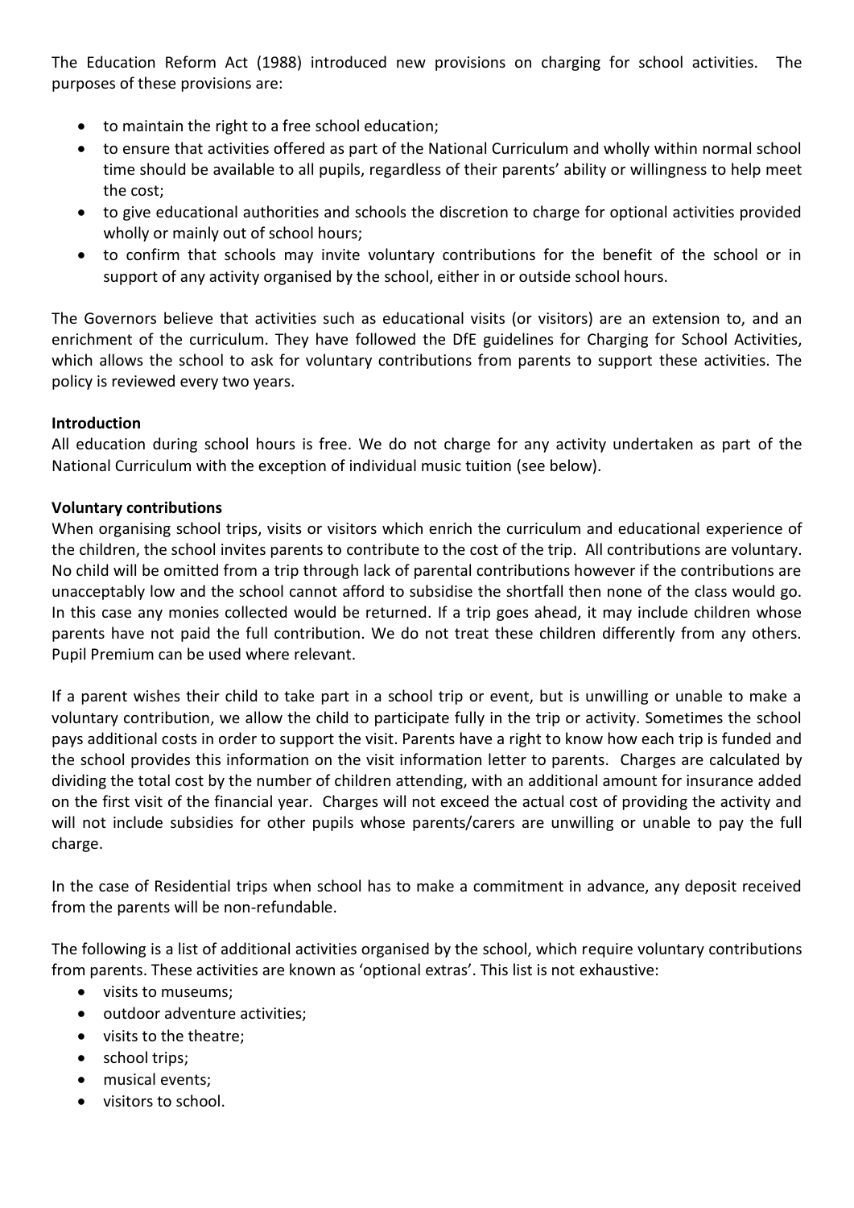The Education Reform Act (1988) introduced new provisions on charging for school activities. The purposes of these provisions are:

- to maintain the right to a free school education;
- to ensure that activities offered as part of the National Curriculum and wholly within normal school time should be available to all pupils, regardless of their parents' ability or willingness to help meet the cost;
- to give educational authorities and schools the discretion to charge for optional activities provided wholly or mainly out of school hours;
- to confirm that schools may invite voluntary contributions for the benefit of the school or in support of any activity organised by the school, either in or outside school hours.

The Governors believe that activities such as educational visits (or visitors) are an extension to, and an enrichment of the curriculum. They have followed the DfE guidelines for Charging for School Activities, which allows the school to ask for voluntary contributions from parents to support these activities. The policy is reviewed every two years.

**Introduction**

All education during school hours is free. We do not charge for any activity undertaken as part of the National Curriculum with the exception of individual music tuition (see below).

**Voluntary contributions**

When organising school trips, visits or visitors which enrich the curriculum and educational experience of the children, the school invites parents to contribute to the cost of the trip. All contributions are voluntary. No child will be omitted from a trip through lack of parental contributions however if the contributions are unacceptably low and the school cannot afford to subsidise the shortfall then none of the class would go. In this case any monies collected would be returned. If a trip goes ahead, it may include children whose parents have not paid the full contribution. We do not treat these children differently from any others. Pupil Premium can be used where relevant.

If a parent wishes their child to take part in a school trip or event, but is unwilling or unable to make a voluntary contribution, we allow the child to participate fully in the trip or activity. Sometimes the school pays additional costs in order to support the visit. Parents have a right to know how each trip is funded and the school provides this information on the visit information letter to parents. Charges are calculated by dividing the total cost by the number of children attending, with an additional amount for insurance added on the first visit of the financial year. Charges will not exceed the actual cost of providing the activity and will not include subsidies for other pupils whose parents/carers are unwilling or unable to pay the full charge.

In the case of Residential trips when school has to make a commitment in advance, any deposit received from the parents will be non-refundable.

The following is a list of additional activities organised by the school, which require voluntary contributions from parents. These activities are known as 'optional extras'. This list is not exhaustive:

- visits to museums;
- outdoor adventure activities;
- visits to the theatre;
- school trips;
- musical events;
- visitors to school.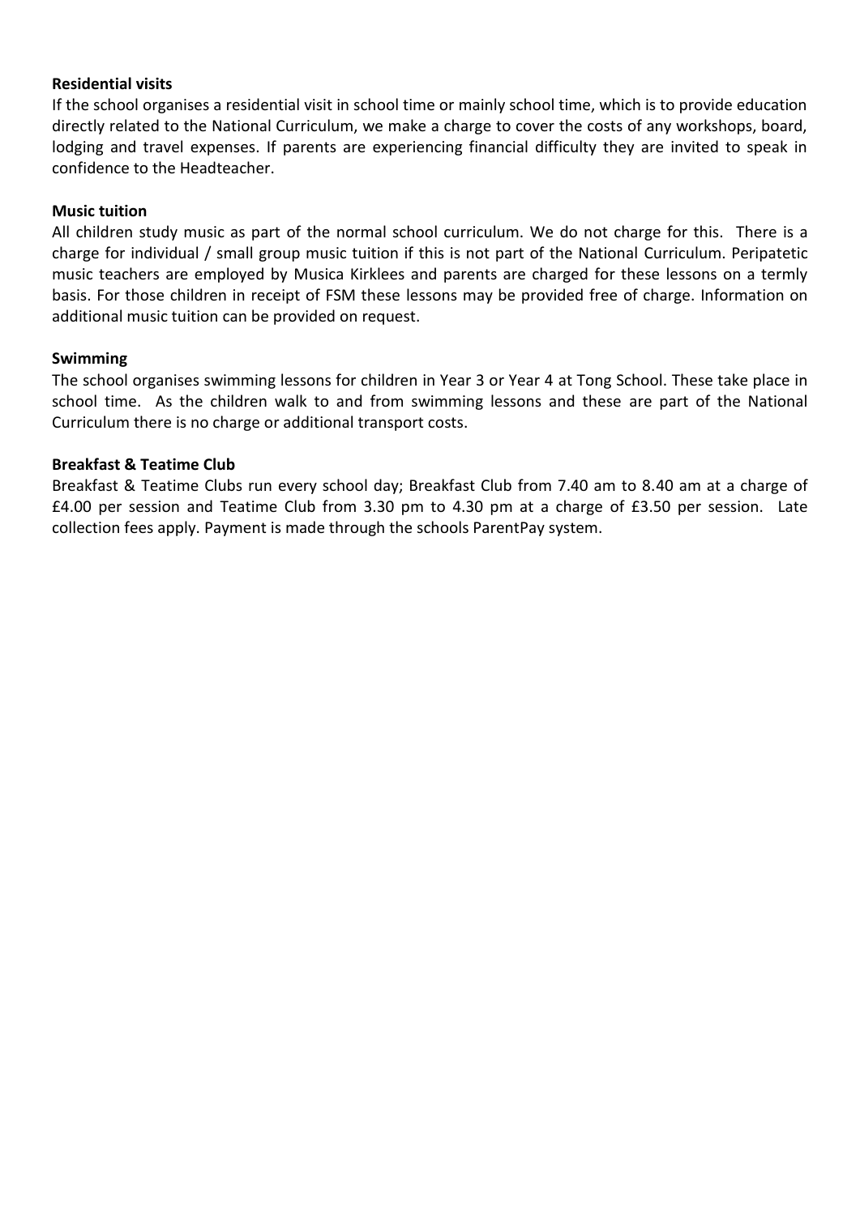**Residential visits**

If the school organises a residential visit in school time or mainly school time, which is to provide education directly related to the National Curriculum, we make a charge to cover the costs of any workshops, board, lodging and travel expenses. If parents are experiencing financial difficulty they are invited to speak in confidence to the Headteacher.

**Music tuition**

All children study music as part of the normal school curriculum. We do not charge for this. There is a charge for individual / small group music tuition if this is not part of the National Curriculum. Peripatetic music teachers are employed by Musica Kirklees and parents are charged for these lessons on a termly basis. For those children in receipt of FSM these lessons may be provided free of charge. Information on additional music tuition can be provided on request.

**Swimming**

The school organises swimming lessons for children in Year 3 or Year 4 at Tong School. These take place in school time. As the children walk to and from swimming lessons and these are part of the National Curriculum there is no charge or additional transport costs.

**Breakfast & Teatime Club**

Breakfast & Teatime Clubs run every school day; Breakfast Club from 7.40 am to 8.40 am at a charge of £4.00 per session and Teatime Club from 3.30 pm to 4.30 pm at a charge of £3.50 per session. Late collection fees apply. Payment is made through the schools ParentPay system.